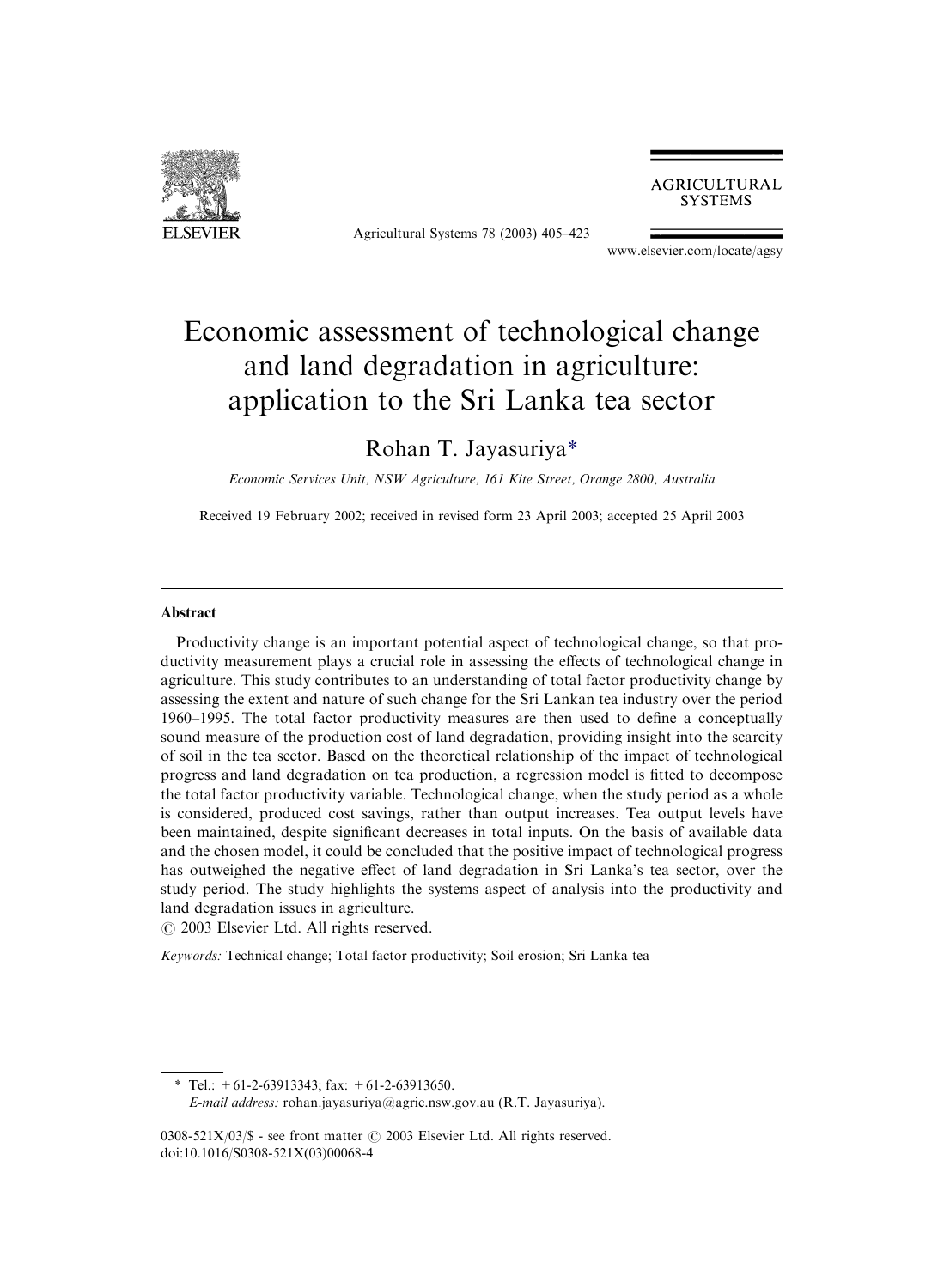# Economic assessment of technological change and land degradation in agriculture: application to the Sri Lanka tea sector

Rohan T. Jayasuriya*

*Economic Services Unit, NSW Agriculture, 161 Kite Street, Orange 2800, Australia*

Received 19 February 2002; received in revised form 23 April 2003; accepted 25 April 2003

## Abstract

Productivity change is an important potential aspect of technological change, so that productivity measurement plays a crucial role in assessing the effects of technological change in agriculture. This study contributes to an understanding of total factor productivity change by assessing the extent and nature of such change for the Sri Lankan tea industry over the period 1960–1995. The total factor productivity measures are then used to define a conceptually sound measure of the production cost of land degradation, providing insight into the scarcity of soil in the tea sector. Based on the theoretical relationship of the impact of technological progress and land degradation on tea production, a regression model is fitted to decompose the total factor productivity variable. Technological change, when the study period as a whole is considered, produced cost savings, rather than output increases. Tea output levels have been maintained, despite significant decreases in total inputs. On the basis of available data and the chosen model, it could be concluded that the positive impact of technological progress has outweighed the negative effect of land degradation in Sri Lanka's tea sector, over the study period. The study highlights the systems aspect of analysis into the productivity and land degradation issues in agriculture.

© 2003 Elsevier Ltd. All rights reserved.

*Keywords:* Technical change; Total factor productivity; Soil erosion; Sri Lanka tea

---

\* Tel.: +61-2-63913343; fax: +61-2-63913650.
*E-mail address:* rohan.jayasuriya@agric.nsw.gov.au (R.T. Jayasuriya).

0308-521X/03/$ - see front matter © 2003 Elsevier Ltd. All rights reserved.
doi:10.1016/S0308-521X(03)00068-4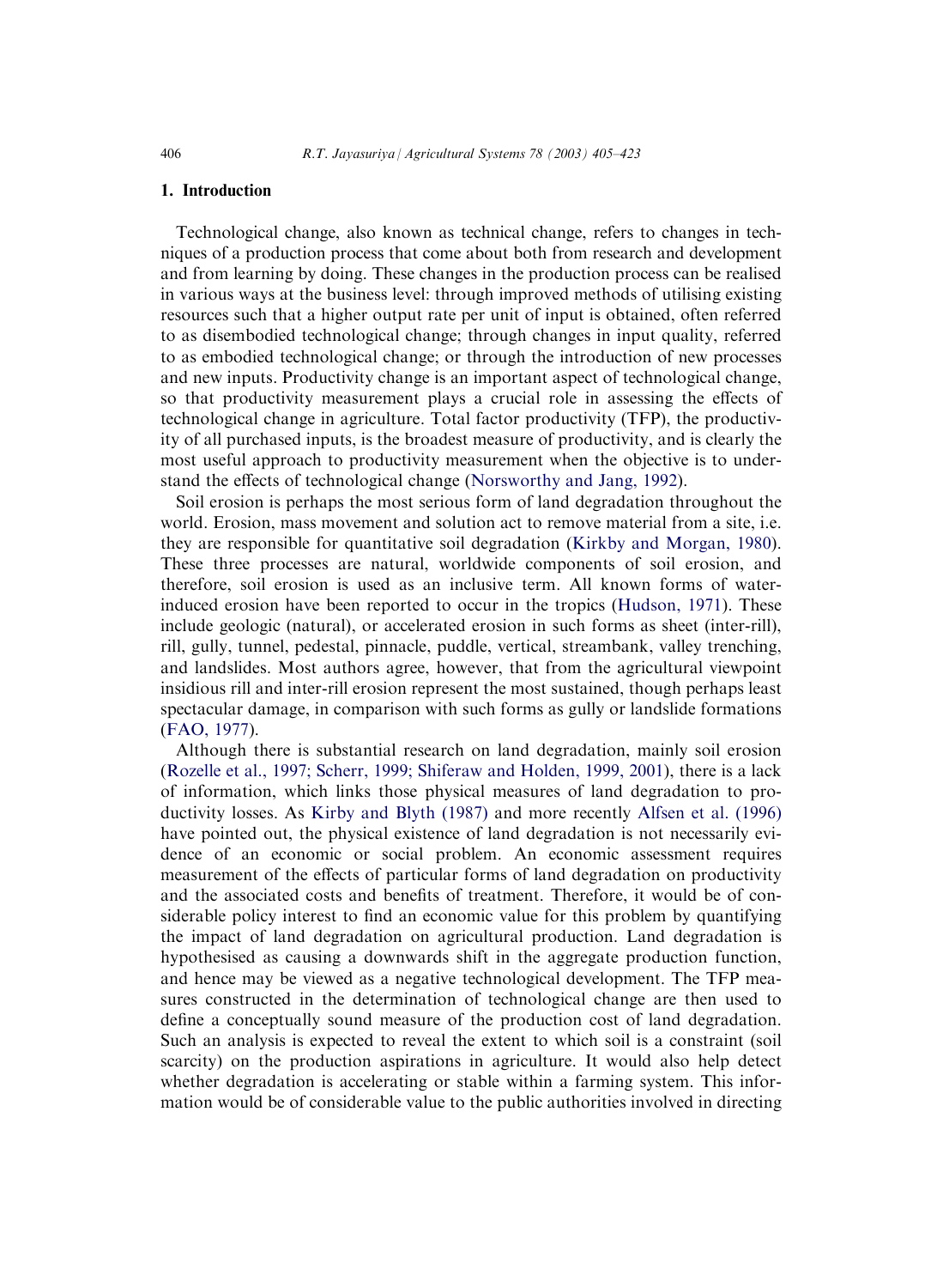## 1. Introduction

Technological change, also known as technical change, refers to changes in techniques of a production process that come about both from research and development and from learning by doing. These changes in the production process can be realised in various ways at the business level: through improved methods of utilising existing resources such that a higher output rate per unit of input is obtained, often referred to as disembodied technological change; through changes in input quality, referred to as embodied technological change; or through the introduction of new processes and new inputs. Productivity change is an important aspect of technological change, so that productivity measurement plays a crucial role in assessing the effects of technological change in agriculture. Total factor productivity (TFP), the productivity of all purchased inputs, is the broadest measure of productivity, and is clearly the most useful approach to productivity measurement when the objective is to understand the effects of technological change (Norsworthy and Jang, 1992).

Soil erosion is perhaps the most serious form of land degradation throughout the world. Erosion, mass movement and solution act to remove material from a site, i.e. they are responsible for quantitative soil degradation (Kirkby and Morgan, 1980). These three processes are natural, worldwide components of soil erosion, and therefore, soil erosion is used as an inclusive term. All known forms of water-induced erosion have been reported to occur in the tropics (Hudson, 1971). These include geologic (natural), or accelerated erosion in such forms as sheet (inter-rill), rill, gully, tunnel, pedestal, pinnacle, puddle, vertical, streambank, valley trenching, and landslides. Most authors agree, however, that from the agricultural viewpoint insidious rill and inter-rill erosion represent the most sustained, though perhaps least spectacular damage, in comparison with such forms as gully or landslide formations (FAO, 1977).

Although there is substantial research on land degradation, mainly soil erosion (Rozelle et al., 1997; Scherr, 1999; Shiferaw and Holden, 1999, 2001), there is a lack of information, which links those physical measures of land degradation to productivity losses. As Kirby and Blyth (1987) and more recently Alfsen et al. (1996) have pointed out, the physical existence of land degradation is not necessarily evidence of an economic or social problem. An economic assessment requires measurement of the effects of particular forms of land degradation on productivity and the associated costs and benefits of treatment. Therefore, it would be of considerable policy interest to find an economic value for this problem by quantifying the impact of land degradation on agricultural production. Land degradation is hypothesised as causing a downwards shift in the aggregate production function, and hence may be viewed as a negative technological development. The TFP measures constructed in the determination of technological change are then used to define a conceptually sound measure of the production cost of land degradation. Such an analysis is expected to reveal the extent to which soil is a constraint (soil scarcity) on the production aspirations in agriculture. It would also help detect whether degradation is accelerating or stable within a farming system. This information would be of considerable value to the public authorities involved in directing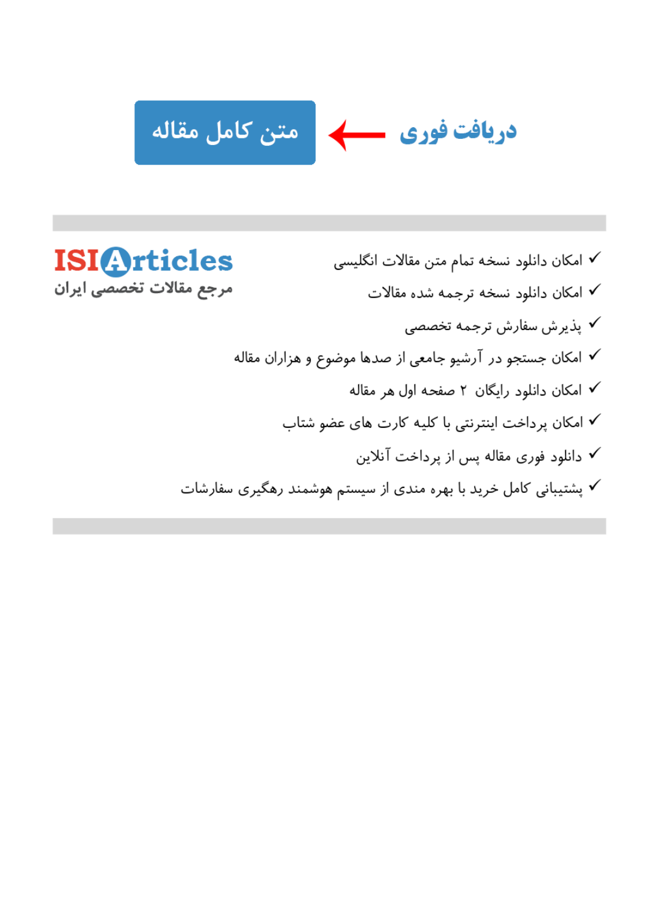دریافت فوری ← متن کامل مقاله

**ISIArticles**
مرجع مقالات تخصصی ایران

- ✓ امکان دانلود نسخه تمام متن مقالات انگلیسی
- ✓ امکان دانلود نسخه ترجمه شده مقالات
- ✓ پذیرش سفارش ترجمه تخصصی
- ✓ امکان جستجو در آرشیو جامعی از صدها موضوع و هزاران مقاله
- ✓ امکان دانلود رایگان ۲ صفحه اول هر مقاله
- ✓ امکان پرداخت اینترنتی با کلیه کارت های عضو شتاب
- ✓ دانلود فوری مقاله پس از پرداخت آنلاین
- ✓ پشتیبانی کامل خرید با بهره مندی از سیستم هوشمند رهگیری سفارشات